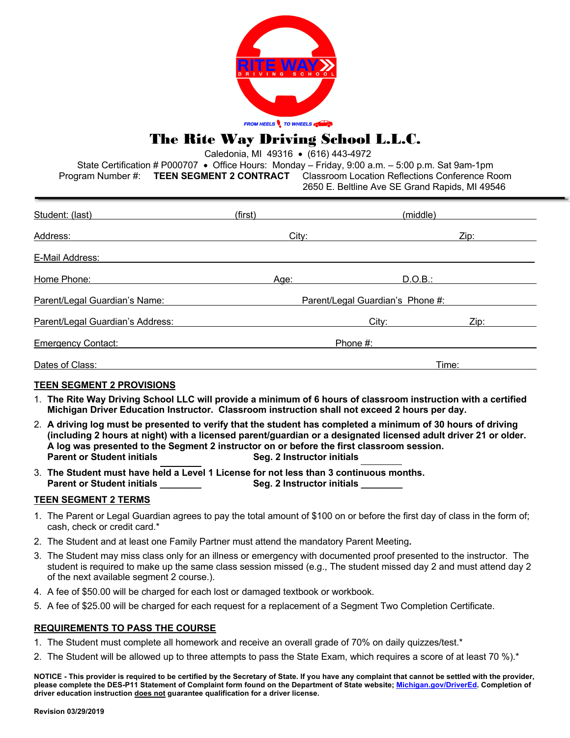RITE WAY DRIVING SCHOOL

FROM HEELS TO WHEELS

# The Rite Way Driving School L.L.C.

Caledonia, MI 49316 • (616) 443-4972

State Certification # P000707 • Office Hours: Monday – Friday, 9:00 a.m. – 5:00 p.m. Sat 9am-1pm

Program Number #: **TEEN SEGMENT 2 CONTRACT** Classroom Location Reflections Conference Room 2650 E. Beltline Ave SE Grand Rapids, MI 49546

---

Student: (last) ______________________ (first) ______________________ (middle) ______________________

Address: ______________________ City: ______________________ Zip: ______________________

E-Mail Address: ______________________

Home Phone: ______________________ Age: ______________________ D.O.B.: ______________________

Parent/Legal Guardian's Name: ______________________ Parent/Legal Guardian's Phone #: ______________________

Parent/Legal Guardian's Address: ______________________ City: ______________________ Zip: ______________________

Emergency Contact: ______________________ Phone #: ______________________

Dates of Class: ______________________ Time: ______________________

## TEEN SEGMENT 2 PROVISIONS

1. **The Rite Way Driving School LLC will provide a minimum of 6 hours of classroom instruction with a certified Michigan Driver Education Instructor. Classroom instruction shall not exceed 2 hours per day.**
2. **A driving log must be presented to verify that the student has completed a minimum of 30 hours of driving (including 2 hours at night) with a licensed parent/guardian or a designated licensed adult driver 21 or older. A log was presented to the Segment 2 instructor on or before the first classroom session.**
   **Parent or Student initials** ________ **Seg. 2 Instructor initials** ________
3. **The Student must have held a Level 1 License for not less than 3 continuous months.**
   **Parent or Student initials** ________ **Seg. 2 Instructor initials** ________

## TEEN SEGMENT 2 TERMS

1. The Parent or Legal Guardian agrees to pay the total amount of $100 on or before the first day of class in the form of; cash, check or credit card.*
2. The Student and at least one Family Partner must attend the mandatory Parent Meeting**.**
3. The Student may miss class only for an illness or emergency with documented proof presented to the instructor. The student is required to make up the same class session missed (e.g., The student missed day 2 and must attend day 2 of the next available segment 2 course.).
4. A fee of $50.00 will be charged for each lost or damaged textbook or workbook.
5. A fee of $25.00 will be charged for each request for a replacement of a Segment Two Completion Certificate.

## REQUIREMENTS TO PASS THE COURSE

1. The Student must complete all homework and receive an overall grade of 70% on daily quizzes/test.*
2. The Student will be allowed up to three attempts to pass the State Exam, which requires a score of at least 70 %).*

**NOTICE - This provider is required to be certified by the Secretary of State. If you have any complaint that cannot be settled with the provider, please complete the DES-P11 Statement of Complaint form found on the Department of State website; Michigan.gov/DriverEd. Completion of driver education instruction does not guarantee qualification for a driver license.**

**Revision 03/29/2019**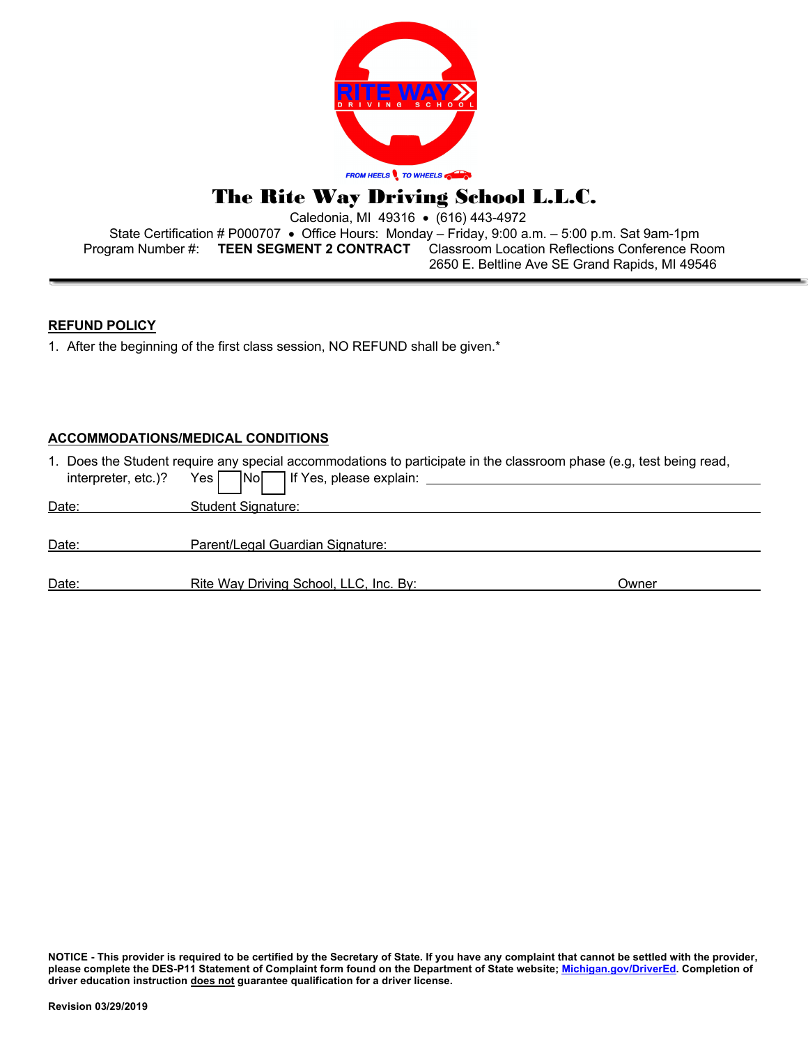# The Rite Way Driving School L.L.C.

Caledonia, MI 49316 • (616) 443-4972

State Certification # P000707 • Office Hours: Monday – Friday, 9:00 a.m. – 5:00 p.m. Sat 9am-1pm

Program Number #: **TEEN SEGMENT 2 CONTRACT** Classroom Location Reflections Conference Room
2650 E. Beltline Ave SE Grand Rapids, MI 49546

---

## REFUND POLICY

1. After the beginning of the first class session, NO REFUND shall be given.*

## ACCOMMODATIONS/MEDICAL CONDITIONS

1. Does the Student require any special accommodations to participate in the classroom phase (e.g, test being read, interpreter, etc.)? Yes ☐ No ☐ If Yes, please explain: ____________________

Date: __________ Student Signature: ______________________________

Date: __________ Parent/Legal Guardian Signature: ______________________________

Date: __________ Rite Way Driving School, LLC, Inc. By: ______________________________ Owner

**NOTICE - This provider is required to be certified by the Secretary of State. If you have any complaint that cannot be settled with the provider, please complete the DES-P11 Statement of Complaint form found on the Department of State website; Michigan.gov/DriverEd. Completion of driver education instruction does not guarantee qualification for a driver license.**

**Revision 03/29/2019**